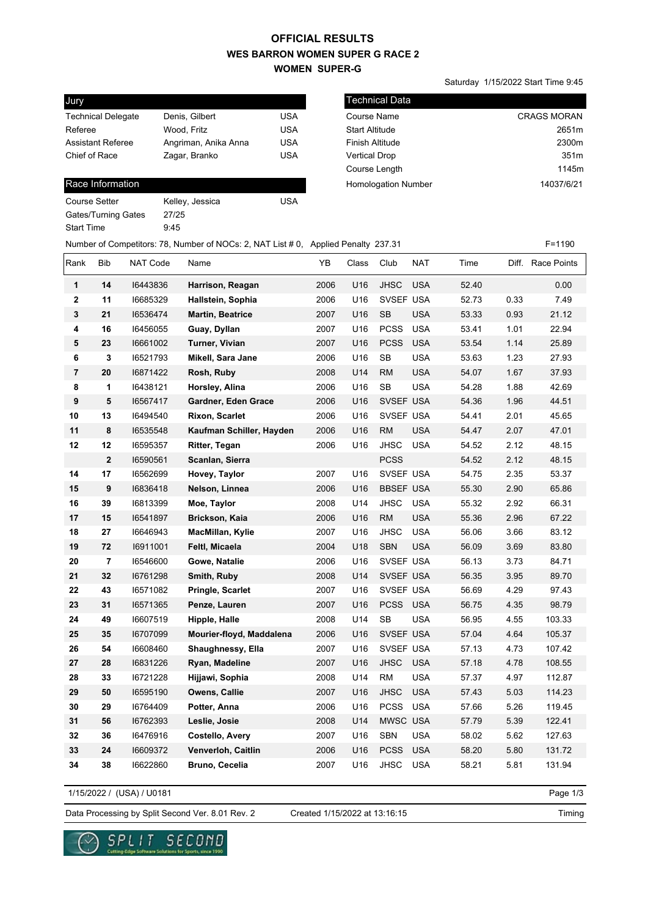# OFFICIAL RESULTS
## WES BARRON WOMEN SUPER G RACE 2
## WOMEN SUPER-G

Saturday 1/15/2022 Start Time 9:45

| Jury | | |
|---|---|---|
| Technical Delegate | Denis, Gilbert | USA |
| Referee | Wood, Fritz | USA |
| Assistant Referee | Angriman, Anika Anna | USA |
| Chief of Race | Zagar, Branko | USA |

| Technical Data | |
|---|---|
| Course Name | CRAGS MORAN |
| Start Altitude | 2651m |
| Finish Altitude | 2300m |
| Vertical Drop | 351m |
| Course Length | 1145m |
| Homologation Number | 14037/6/21 |

| Race Information | | |
|---|---|---|
| Course Setter | Kelley, Jessica | USA |
| Gates/Turning Gates | 27/25 | |
| Start Time | 9:45 | |

Number of Competitors: 78, Number of NOCs: 2, NAT List # 0, Applied Penalty 237.31 F=1190

| Rank | Bib | NAT Code | Name | YB | Class | Club | NAT | Time | Diff. | Race Points |
|---|---|---|---|---|---|---|---|---|---|---|
| 1 | 14 | I6443836 | **Harrison, Reagan** | 2006 | U16 | JHSC | USA | 52.40 | | 0.00 |
| 2 | 11 | I6685329 | **Hallstein, Sophia** | 2006 | U16 | SVSEF | USA | 52.73 | 0.33 | 7.49 |
| 3 | 21 | I6536474 | **Martin, Beatrice** | 2007 | U16 | SB | USA | 53.33 | 0.93 | 21.12 |
| 4 | 16 | I6456055 | **Guay, Dyllan** | 2007 | U16 | PCSS | USA | 53.41 | 1.01 | 22.94 |
| 5 | 23 | I6661002 | **Turner, Vivian** | 2007 | U16 | PCSS | USA | 53.54 | 1.14 | 25.89 |
| 6 | 3 | I6521793 | **Mikell, Sara Jane** | 2006 | U16 | SB | USA | 53.63 | 1.23 | 27.93 |
| 7 | 20 | I6871422 | **Rosh, Ruby** | 2008 | U14 | RM | USA | 54.07 | 1.67 | 37.93 |
| 8 | 1 | I6438121 | **Horsley, Alina** | 2006 | U16 | SB | USA | 54.28 | 1.88 | 42.69 |
| 9 | 5 | I6567417 | **Gardner, Eden Grace** | 2006 | U16 | SVSEF | USA | 54.36 | 1.96 | 44.51 |
| 10 | 13 | I6494540 | **Rixon, Scarlet** | 2006 | U16 | SVSEF | USA | 54.41 | 2.01 | 45.65 |
| 11 | 8 | I6535548 | **Kaufman Schiller, Hayden** | 2006 | U16 | RM | USA | 54.47 | 2.07 | 47.01 |
| 12 | 12 | I6595357 | **Ritter, Tegan** | 2006 | U16 | JHSC | USA | 54.52 | 2.12 | 48.15 |
| | 2 | I6590561 | **Scanlan, Sierra** | | | PCSS | | 54.52 | 2.12 | 48.15 |
| 14 | 17 | I6562699 | **Hovey, Taylor** | 2007 | U16 | SVSEF | USA | 54.75 | 2.35 | 53.37 |
| 15 | 9 | I6836418 | **Nelson, Linnea** | 2006 | U16 | BBSEF | USA | 55.30 | 2.90 | 65.86 |
| 16 | 39 | I6813399 | **Moe, Taylor** | 2008 | U14 | JHSC | USA | 55.32 | 2.92 | 66.31 |
| 17 | 15 | I6541897 | **Brickson, Kaia** | 2006 | U16 | RM | USA | 55.36 | 2.96 | 67.22 |
| 18 | 27 | I6646943 | **MacMillan, Kylie** | 2007 | U16 | JHSC | USA | 56.06 | 3.66 | 83.12 |
| 19 | 72 | I6911001 | **Feltl, Micaela** | 2004 | U18 | SBN | USA | 56.09 | 3.69 | 83.80 |
| 20 | 7 | I6546600 | **Gowe, Natalie** | 2006 | U16 | SVSEF | USA | 56.13 | 3.73 | 84.71 |
| 21 | 32 | I6761298 | **Smith, Ruby** | 2008 | U14 | SVSEF | USA | 56.35 | 3.95 | 89.70 |
| 22 | 43 | I6571082 | **Pringle, Scarlet** | 2007 | U16 | SVSEF | USA | 56.69 | 4.29 | 97.43 |
| 23 | 31 | I6571365 | **Penze, Lauren** | 2007 | U16 | PCSS | USA | 56.75 | 4.35 | 98.79 |
| 24 | 49 | I6607519 | **Hipple, Halle** | 2008 | U14 | SB | USA | 56.95 | 4.55 | 103.33 |
| 25 | 35 | I6707099 | **Mourier-floyd, Maddalena** | 2006 | U16 | SVSEF | USA | 57.04 | 4.64 | 105.37 |
| 26 | 54 | I6608460 | **Shaughnessy, Ella** | 2007 | U16 | SVSEF | USA | 57.13 | 4.73 | 107.42 |
| 27 | 28 | I6831226 | **Ryan, Madeline** | 2007 | U16 | JHSC | USA | 57.18 | 4.78 | 108.55 |
| 28 | 33 | I6721228 | **Hijjawi, Sophia** | 2008 | U14 | RM | USA | 57.37 | 4.97 | 112.87 |
| 29 | 50 | I6595190 | **Owens, Callie** | 2007 | U16 | JHSC | USA | 57.43 | 5.03 | 114.23 |
| 30 | 29 | I6764409 | **Potter, Anna** | 2006 | U16 | PCSS | USA | 57.66 | 5.26 | 119.45 |
| 31 | 56 | I6762393 | **Leslie, Josie** | 2008 | U14 | MWSC | USA | 57.79 | 5.39 | 122.41 |
| 32 | 36 | I6476916 | **Costello, Avery** | 2007 | U16 | SBN | USA | 58.02 | 5.62 | 127.63 |
| 33 | 24 | I6609372 | **Venverloh, Caitlin** | 2006 | U16 | PCSS | USA | 58.20 | 5.80 | 131.72 |
| 34 | 38 | I6622860 | **Bruno, Cecelia** | 2007 | U16 | JHSC | USA | 58.21 | 5.81 | 131.94 |

1/15/2022 / (USA) / U0181

Data Processing by Split Second Ver. 8.01 Rev. 2 Created 1/15/2022 at 13:16:15 Timing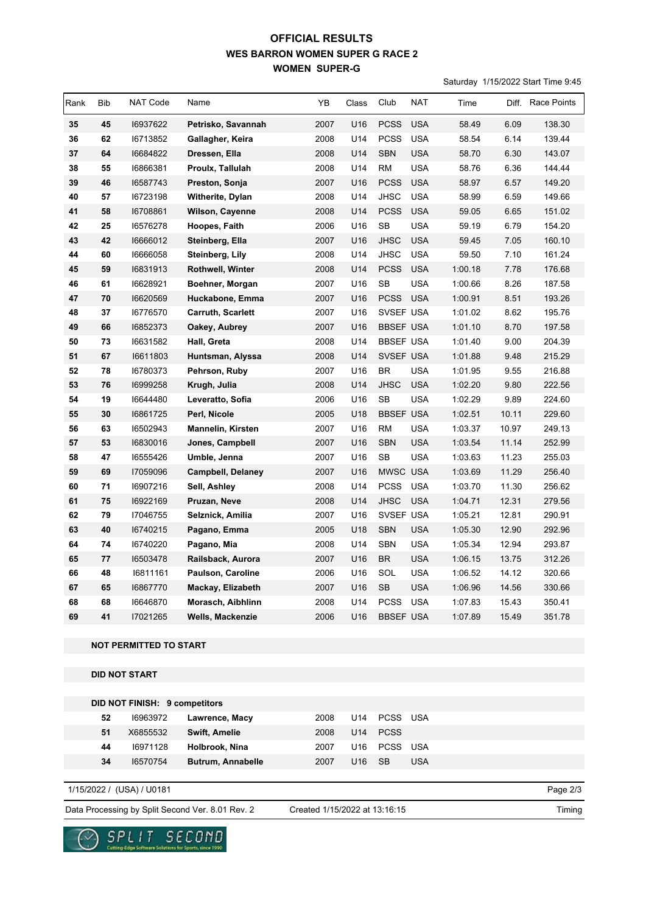# OFFICIAL RESULTS
## WES BARRON WOMEN SUPER G RACE 2
### WOMEN SUPER-G

Saturday 1/15/2022 Start Time 9:45

| Rank | Bib | NAT Code | Name | YB | Class | Club | NAT | Time | Diff. | Race Points |
|---|---|---|---|---|---|---|---|---|---|---|
| 35 | 45 | I6937622 | Petrisko, Savannah | 2007 | U16 | PCSS | USA | 58.49 | 6.09 | 138.30 |
| 36 | 62 | I6713852 | Gallagher, Keira | 2008 | U14 | PCSS | USA | 58.54 | 6.14 | 139.44 |
| 37 | 64 | I6684822 | Dressen, Ella | 2008 | U14 | SBN | USA | 58.70 | 6.30 | 143.07 |
| 38 | 55 | I6866381 | Proulx, Tallulah | 2008 | U14 | RM | USA | 58.76 | 6.36 | 144.44 |
| 39 | 46 | I6587743 | Preston, Sonja | 2007 | U16 | PCSS | USA | 58.97 | 6.57 | 149.20 |
| 40 | 57 | I6723198 | Witherite, Dylan | 2008 | U14 | JHSC | USA | 58.99 | 6.59 | 149.66 |
| 41 | 58 | I6708861 | Wilson, Cayenne | 2008 | U14 | PCSS | USA | 59.05 | 6.65 | 151.02 |
| 42 | 25 | I6576278 | Hoopes, Faith | 2006 | U16 | SB | USA | 59.19 | 6.79 | 154.20 |
| 43 | 42 | I6666012 | Steinberg, Ella | 2007 | U16 | JHSC | USA | 59.45 | 7.05 | 160.10 |
| 44 | 60 | I6666058 | Steinberg, Lily | 2008 | U14 | JHSC | USA | 59.50 | 7.10 | 161.24 |
| 45 | 59 | I6831913 | Rothwell, Winter | 2008 | U14 | PCSS | USA | 1:00.18 | 7.78 | 176.68 |
| 46 | 61 | I6628921 | Boehner, Morgan | 2007 | U16 | SB | USA | 1:00.66 | 8.26 | 187.58 |
| 47 | 70 | I6620569 | Huckabone, Emma | 2007 | U16 | PCSS | USA | 1:00.91 | 8.51 | 193.26 |
| 48 | 37 | I6776570 | Carruth, Scarlett | 2007 | U16 | SVSEF | USA | 1:01.02 | 8.62 | 195.76 |
| 49 | 66 | I6852373 | Oakey, Aubrey | 2007 | U16 | BBSEF | USA | 1:01.10 | 8.70 | 197.58 |
| 50 | 73 | I6631582 | Hall, Greta | 2008 | U14 | BBSEF | USA | 1:01.40 | 9.00 | 204.39 |
| 51 | 67 | I6611803 | Huntsman, Alyssa | 2008 | U14 | SVSEF | USA | 1:01.88 | 9.48 | 215.29 |
| 52 | 78 | I6780373 | Pehrson, Ruby | 2007 | U16 | BR | USA | 1:01.95 | 9.55 | 216.88 |
| 53 | 76 | I6999258 | Krugh, Julia | 2008 | U14 | JHSC | USA | 1:02.20 | 9.80 | 222.56 |
| 54 | 19 | I6644480 | Leveratto, Sofia | 2006 | U16 | SB | USA | 1:02.29 | 9.89 | 224.60 |
| 55 | 30 | I6861725 | Perl, Nicole | 2005 | U18 | BBSEF | USA | 1:02.51 | 10.11 | 229.60 |
| 56 | 63 | I6502943 | Mannelin, Kirsten | 2007 | U16 | RM | USA | 1:03.37 | 10.97 | 249.13 |
| 57 | 53 | I6830016 | Jones, Campbell | 2007 | U16 | SBN | USA | 1:03.54 | 11.14 | 252.99 |
| 58 | 47 | I6555426 | Umble, Jenna | 2007 | U16 | SB | USA | 1:03.63 | 11.23 | 255.03 |
| 59 | 69 | I7059096 | Campbell, Delaney | 2007 | U16 | MWSC | USA | 1:03.69 | 11.29 | 256.40 |
| 60 | 71 | I6907216 | Sell, Ashley | 2008 | U14 | PCSS | USA | 1:03.70 | 11.30 | 256.62 |
| 61 | 75 | I6922169 | Pruzan, Neve | 2008 | U14 | JHSC | USA | 1:04.71 | 12.31 | 279.56 |
| 62 | 79 | I7046755 | Selznick, Amilia | 2007 | U16 | SVSEF | USA | 1:05.21 | 12.81 | 290.91 |
| 63 | 40 | I6740215 | Pagano, Emma | 2005 | U18 | SBN | USA | 1:05.30 | 12.90 | 292.96 |
| 64 | 74 | I6740220 | Pagano, Mia | 2008 | U14 | SBN | USA | 1:05.34 | 12.94 | 293.87 |
| 65 | 77 | I6503478 | Railsback, Aurora | 2007 | U16 | BR | USA | 1:06.15 | 13.75 | 312.26 |
| 66 | 48 | I6811161 | Paulson, Caroline | 2006 | U16 | SOL | USA | 1:06.52 | 14.12 | 320.66 |
| 67 | 65 | I6867770 | Mackay, Elizabeth | 2007 | U16 | SB | USA | 1:06.96 | 14.56 | 330.66 |
| 68 | 68 | I6646870 | Morasch, Aibhlinn | 2008 | U14 | PCSS | USA | 1:07.83 | 15.43 | 350.41 |
| 69 | 41 | I7021265 | Wells, Mackenzie | 2006 | U16 | BBSEF | USA | 1:07.89 | 15.49 | 351.78 |

**NOT PERMITTED TO START**

**DID NOT START**

**DID NOT FINISH: 9 competitors**

| Bib | NAT Code | Name | YB | Class | Club | NAT |
|---|---|---|---|---|---|---|
| 52 | I6963972 | Lawrence, Macy | 2008 | U14 | PCSS | USA |
| 51 | X6855532 | Swift, Amelie | 2008 | U14 | PCSS | |
| 44 | I6971128 | Holbrook, Nina | 2007 | U16 | PCSS | USA |
| 34 | I6570754 | Butrum, Annabelle | 2007 | U16 | SB | USA |

1/15/2022 / (USA) / U0181

Data Processing by Split Second Ver. 8.01 Rev. 2 | Created 1/15/2022 at 13:16:15 | Timing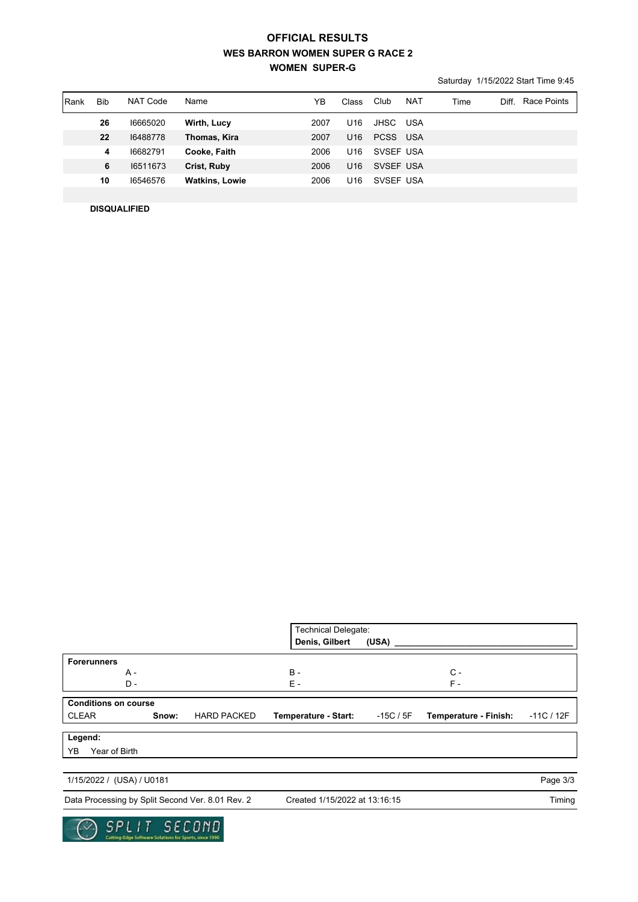# OFFICIAL RESULTS

## WES BARRON WOMEN SUPER G RACE 2

### WOMEN SUPER-G

Saturday 1/15/2022 Start Time 9:45

| Rank | Bib | NAT Code | Name | YB | Class | Club | NAT | Time | Diff. | Race Points |
|---|---|---|---|---|---|---|---|---|---|---|
| | **26** | I6665020 | **Wirth, Lucy** | 2007 | U16 | JHSC | USA | | | |
| | **22** | I6488778 | **Thomas, Kira** | 2007 | U16 | PCSS | USA | | | |
| | **4** | I6682791 | **Cooke, Faith** | 2006 | U16 | SVSEF | USA | | | |
| | **6** | I6511673 | **Crist, Ruby** | 2006 | U16 | SVSEF | USA | | | |
| | **10** | I6546576 | **Watkins, Lowie** | 2006 | U16 | SVSEF | USA | | | |

**DISQUALIFIED**

Technical Delegate:
**Denis, Gilbert** **(USA)**

**Forerunners**

| | | |
|---|---|---|
| A - | B - | C - |
| D - | E - | F - |

**Conditions on course**

| | | | | | | | |
|---|---|---|---|---|---|---|---|
| CLEAR | **Snow:** | HARD PACKED | **Temperature - Start:** | -15C / 5F | **Temperature - Finish:** | -11C / 12F |

**Legend:**
YB Year of Birth

1/15/2022 / (USA) / U0181

Data Processing by Split Second Ver. 8.01 Rev. 2 | Created 1/15/2022 at 13:16:15 | Timing